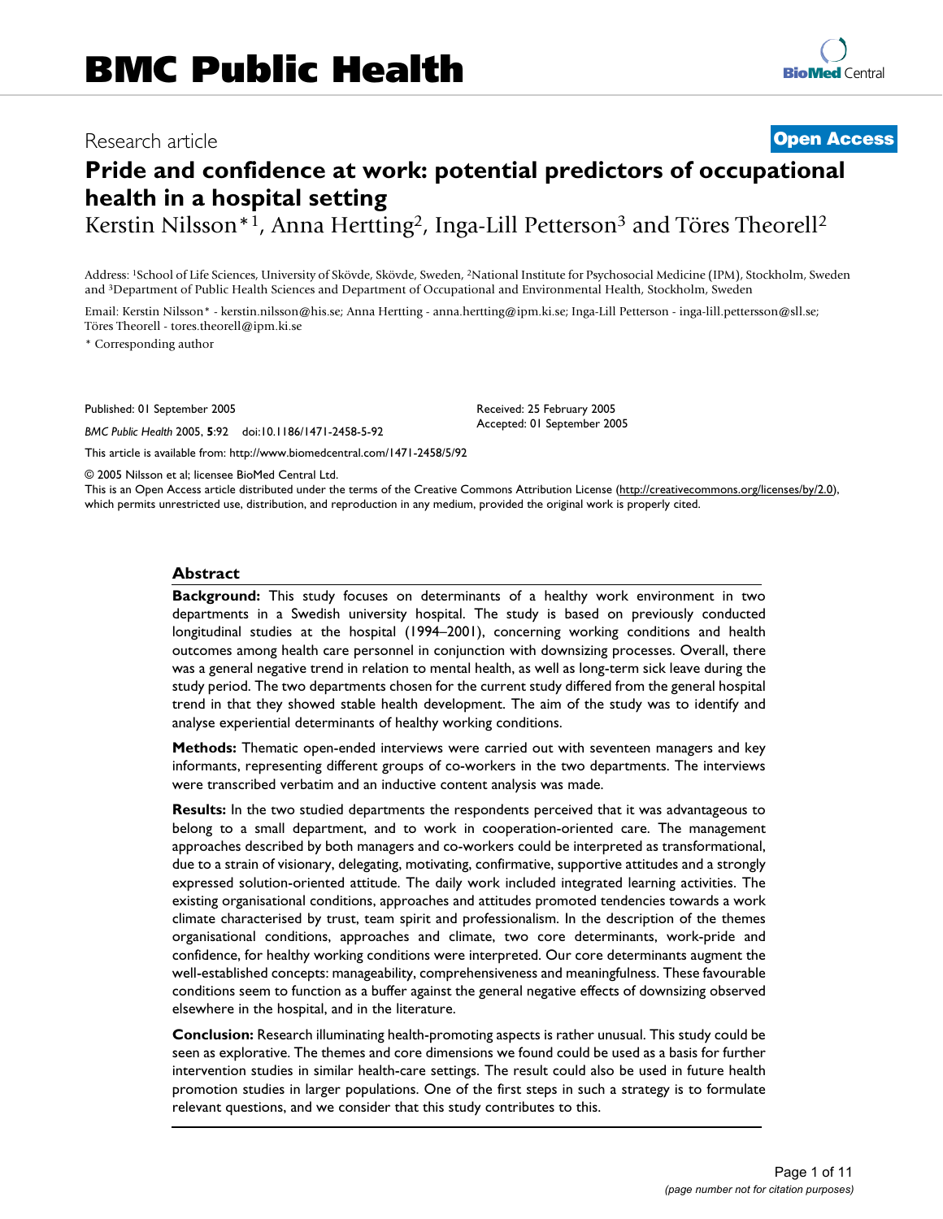# BMC Public Health

Research article **Open Access**

# Pride and confidence at work: potential predictors of occupational health in a hospital setting

Kerstin Nilsson*[1], Anna Hertting[2], Inga-Lill Petterson[3] and Töres Theorell[2]

Address: [1]School of Life Sciences, University of Skövde, Skövde, Sweden, [2]National Institute for Psychosocial Medicine (IPM), Stockholm, Sweden and [3]Department of Public Health Sciences and Department of Occupational and Environmental Health, Stockholm, Sweden

Email: Kerstin Nilsson* - kerstin.nilsson@his.se; Anna Hertting - anna.hertting@ipm.ki.se; Inga-Lill Petterson - inga-lill.pettersson@sll.se; Töres Theorell - tores.theorell@ipm.ki.se

\* Corresponding author

Published: 01 September 2005

*BMC Public Health* 2005, **5**:92 doi:10.1186/1471-2458-5-92

Received: 25 February 2005
Accepted: 01 September 2005

This article is available from: http://www.biomedcentral.com/1471-2458/5/92

© 2005 Nilsson et al; licensee BioMed Central Ltd.
This is an Open Access article distributed under the terms of the Creative Commons Attribution License (http://creativecommons.org/licenses/by/2.0), which permits unrestricted use, distribution, and reproduction in any medium, provided the original work is properly cited.

## Abstract

**Background:** This study focuses on determinants of a healthy work environment in two departments in a Swedish university hospital. The study is based on previously conducted longitudinal studies at the hospital (1994–2001), concerning working conditions and health outcomes among health care personnel in conjunction with downsizing processes. Overall, there was a general negative trend in relation to mental health, as well as long-term sick leave during the study period. The two departments chosen for the current study differed from the general hospital trend in that they showed stable health development. The aim of the study was to identify and analyse experiential determinants of healthy working conditions.

**Methods:** Thematic open-ended interviews were carried out with seventeen managers and key informants, representing different groups of co-workers in the two departments. The interviews were transcribed verbatim and an inductive content analysis was made.

**Results:** In the two studied departments the respondents perceived that it was advantageous to belong to a small department, and to work in cooperation-oriented care. The management approaches described by both managers and co-workers could be interpreted as transformational, due to a strain of visionary, delegating, motivating, confirmative, supportive attitudes and a strongly expressed solution-oriented attitude. The daily work included integrated learning activities. The existing organisational conditions, approaches and attitudes promoted tendencies towards a work climate characterised by trust, team spirit and professionalism. In the description of the themes organisational conditions, approaches and climate, two core determinants, work-pride and confidence, for healthy working conditions were interpreted. Our core determinants augment the well-established concepts: manageability, comprehensiveness and meaningfulness. These favourable conditions seem to function as a buffer against the general negative effects of downsizing observed elsewhere in the hospital, and in the literature.

**Conclusion:** Research illuminating health-promoting aspects is rather unusual. This study could be seen as explorative. The themes and core dimensions we found could be used as a basis for further intervention studies in similar health-care settings. The result could also be used in future health promotion studies in larger populations. One of the first steps in such a strategy is to formulate relevant questions, and we consider that this study contributes to this.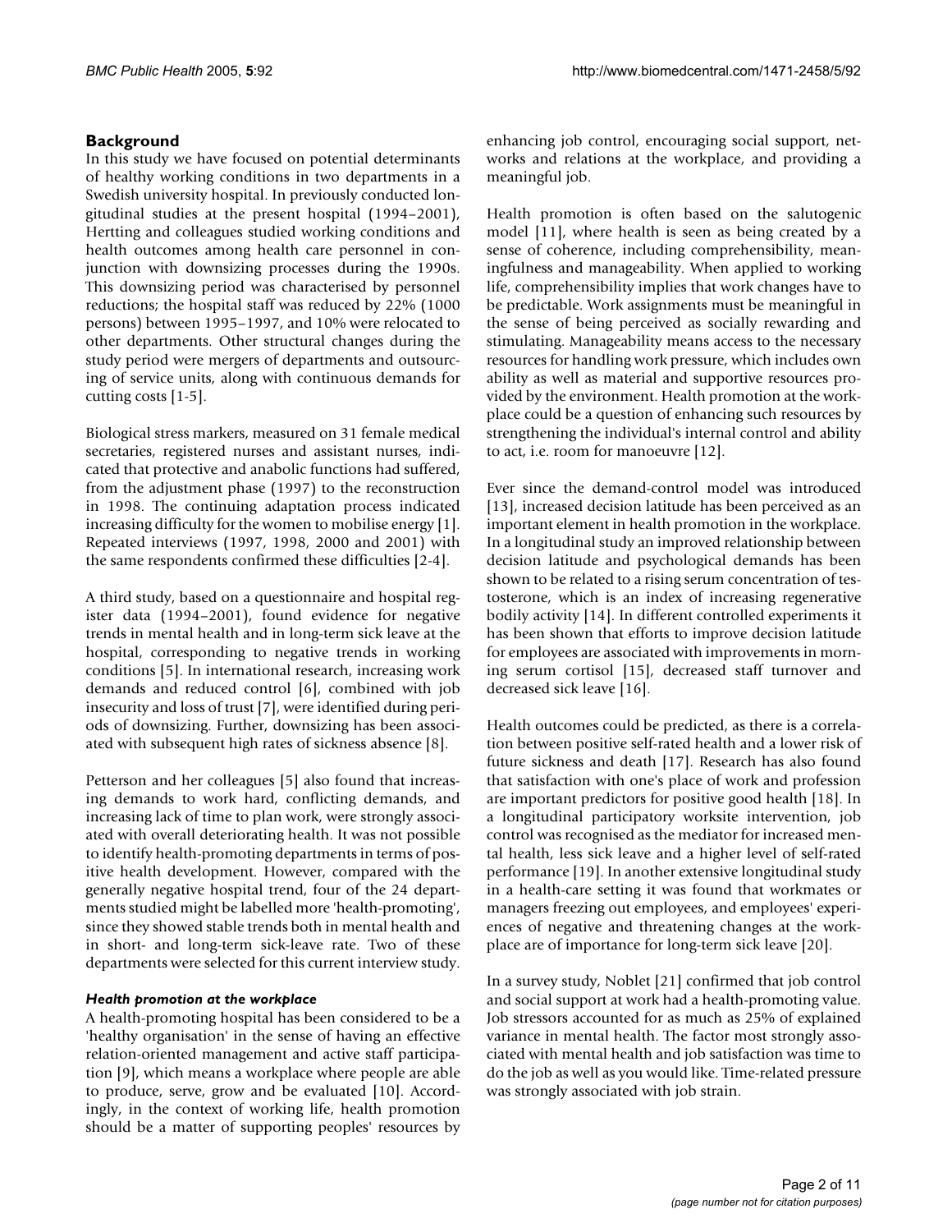## Background

In this study we have focused on potential determinants of healthy working conditions in two departments in a Swedish university hospital. In previously conducted longitudinal studies at the present hospital (1994–2001), Hertting and colleagues studied working conditions and health outcomes among health care personnel in conjunction with downsizing processes during the 1990s. This downsizing period was characterised by personnel reductions; the hospital staff was reduced by 22% (1000 persons) between 1995–1997, and 10% were relocated to other departments. Other structural changes during the study period were mergers of departments and outsourcing of service units, along with continuous demands for cutting costs [1-5].

Biological stress markers, measured on 31 female medical secretaries, registered nurses and assistant nurses, indicated that protective and anabolic functions had suffered, from the adjustment phase (1997) to the reconstruction in 1998. The continuing adaptation process indicated increasing difficulty for the women to mobilise energy [1]. Repeated interviews (1997, 1998, 2000 and 2001) with the same respondents confirmed these difficulties [2-4].

A third study, based on a questionnaire and hospital register data (1994–2001), found evidence for negative trends in mental health and in long-term sick leave at the hospital, corresponding to negative trends in working conditions [5]. In international research, increasing work demands and reduced control [6], combined with job insecurity and loss of trust [7], were identified during periods of downsizing. Further, downsizing has been associated with subsequent high rates of sickness absence [8].

Petterson and her colleagues [5] also found that increasing demands to work hard, conflicting demands, and increasing lack of time to plan work, were strongly associated with overall deteriorating health. It was not possible to identify health-promoting departments in terms of positive health development. However, compared with the generally negative hospital trend, four of the 24 departments studied might be labelled more 'health-promoting', since they showed stable trends both in mental health and in short- and long-term sick-leave rate. Two of these departments were selected for this current interview study.

### *Health promotion at the workplace*

A health-promoting hospital has been considered to be a 'healthy organisation' in the sense of having an effective relation-oriented management and active staff participation [9], which means a workplace where people are able to produce, serve, grow and be evaluated [10]. Accordingly, in the context of working life, health promotion should be a matter of supporting peoples' resources by enhancing job control, encouraging social support, networks and relations at the workplace, and providing a meaningful job.

Health promotion is often based on the salutogenic model [11], where health is seen as being created by a sense of coherence, including comprehensibility, meaningfulness and manageability. When applied to working life, comprehensibility implies that work changes have to be predictable. Work assignments must be meaningful in the sense of being perceived as socially rewarding and stimulating. Manageability means access to the necessary resources for handling work pressure, which includes own ability as well as material and supportive resources provided by the environment. Health promotion at the workplace could be a question of enhancing such resources by strengthening the individual's internal control and ability to act, i.e. room for manoeuvre [12].

Ever since the demand-control model was introduced [13], increased decision latitude has been perceived as an important element in health promotion in the workplace. In a longitudinal study an improved relationship between decision latitude and psychological demands has been shown to be related to a rising serum concentration of testosterone, which is an index of increasing regenerative bodily activity [14]. In different controlled experiments it has been shown that efforts to improve decision latitude for employees are associated with improvements in morning serum cortisol [15], decreased staff turnover and decreased sick leave [16].

Health outcomes could be predicted, as there is a correlation between positive self-rated health and a lower risk of future sickness and death [17]. Research has also found that satisfaction with one's place of work and profession are important predictors for positive good health [18]. In a longitudinal participatory worksite intervention, job control was recognised as the mediator for increased mental health, less sick leave and a higher level of self-rated performance [19]. In another extensive longitudinal study in a health-care setting it was found that workmates or managers freezing out employees, and employees' experiences of negative and threatening changes at the workplace are of importance for long-term sick leave [20].

In a survey study, Noblet [21] confirmed that job control and social support at work had a health-promoting value. Job stressors accounted for as much as 25% of explained variance in mental health. The factor most strongly associated with mental health and job satisfaction was time to do the job as well as you would like. Time-related pressure was strongly associated with job strain.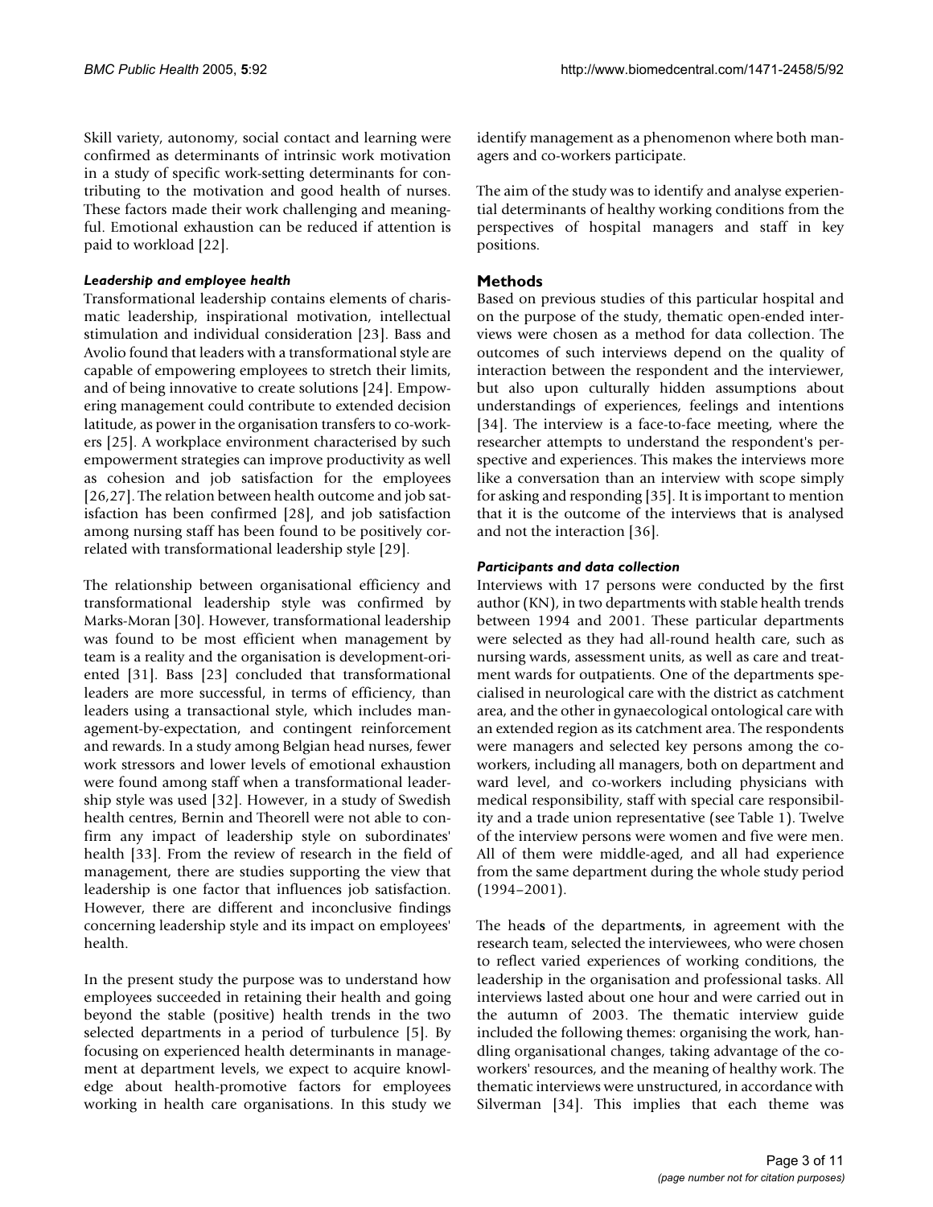Skill variety, autonomy, social contact and learning were confirmed as determinants of intrinsic work motivation in a study of specific work-setting determinants for contributing to the motivation and good health of nurses. These factors made their work challenging and meaningful. Emotional exhaustion can be reduced if attention is paid to workload [22].

### *Leadership and employee health*

Transformational leadership contains elements of charismatic leadership, inspirational motivation, intellectual stimulation and individual consideration [23]. Bass and Avolio found that leaders with a transformational style are capable of empowering employees to stretch their limits, and of being innovative to create solutions [24]. Empowering management could contribute to extended decision latitude, as power in the organisation transfers to co-workers [25]. A workplace environment characterised by such empowerment strategies can improve productivity as well as cohesion and job satisfaction for the employees [26,27]. The relation between health outcome and job satisfaction has been confirmed [28], and job satisfaction among nursing staff has been found to be positively correlated with transformational leadership style [29].

The relationship between organisational efficiency and transformational leadership style was confirmed by Marks-Moran [30]. However, transformational leadership was found to be most efficient when management by team is a reality and the organisation is development-oriented [31]. Bass [23] concluded that transformational leaders are more successful, in terms of efficiency, than leaders using a transactional style, which includes management-by-expectation, and contingent reinforcement and rewards. In a study among Belgian head nurses, fewer work stressors and lower levels of emotional exhaustion were found among staff when a transformational leadership style was used [32]. However, in a study of Swedish health centres, Bernin and Theorell were not able to confirm any impact of leadership style on subordinates' health [33]. From the review of research in the field of management, there are studies supporting the view that leadership is one factor that influences job satisfaction. However, there are different and inconclusive findings concerning leadership style and its impact on employees' health.

In the present study the purpose was to understand how employees succeeded in retaining their health and going beyond the stable (positive) health trends in the two selected departments in a period of turbulence [5]. By focusing on experienced health determinants in management at department levels, we expect to acquire knowledge about health-promotive factors for employees working in health care organisations. In this study we identify management as a phenomenon where both managers and co-workers participate.

The aim of the study was to identify and analyse experiential determinants of healthy working conditions from the perspectives of hospital managers and staff in key positions.

## Methods

Based on previous studies of this particular hospital and on the purpose of the study, thematic open-ended interviews were chosen as a method for data collection. The outcomes of such interviews depend on the quality of interaction between the respondent and the interviewer, but also upon culturally hidden assumptions about understandings of experiences, feelings and intentions [34]. The interview is a face-to-face meeting, where the researcher attempts to understand the respondent's perspective and experiences. This makes the interviews more like a conversation than an interview with scope simply for asking and responding [35]. It is important to mention that it is the outcome of the interviews that is analysed and not the interaction [36].

### *Participants and data collection*

Interviews with 17 persons were conducted by the first author (KN), in two departments with stable health trends between 1994 and 2001. These particular departments were selected as they had all-round health care, such as nursing wards, assessment units, as well as care and treatment wards for outpatients. One of the departments specialised in neurological care with the district as catchment area, and the other in gynaecological ontological care with an extended region as its catchment area. The respondents were managers and selected key persons among the co-workers, including all managers, both on department and ward level, and co-workers including physicians with medical responsibility, staff with special care responsibility and a trade union representative (see Table 1). Twelve of the interview persons were women and five were men. All of them were middle-aged, and all had experience from the same department during the whole study period (1994–2001).

The heads of the departments, in agreement with the research team, selected the interviewees, who were chosen to reflect varied experiences of working conditions, the leadership in the organisation and professional tasks. All interviews lasted about one hour and were carried out in the autumn of 2003. The thematic interview guide included the following themes: organising the work, handling organisational changes, taking advantage of the co-workers' resources, and the meaning of healthy work. The thematic interviews were unstructured, in accordance with Silverman [34]. This implies that each theme was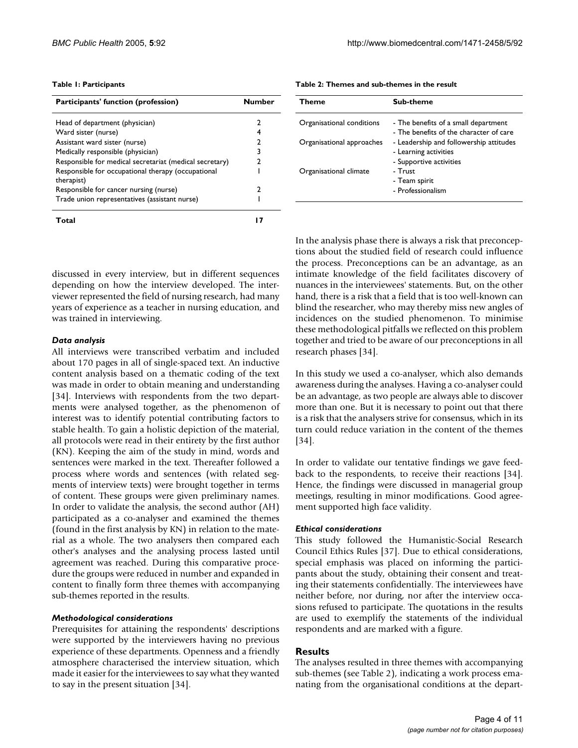**Table 1: Participants**

| Participants' function (profession) | Number |
| --- | --- |
| Head of department (physician) | 2 |
| Ward sister (nurse) | 4 |
| Assistant ward sister (nurse) | 2 |
| Medically responsible (physician) | 3 |
| Responsible for medical secretariat (medical secretary) | 2 |
| Responsible for occupational therapy (occupational therapist) | 1 |
| Responsible for cancer nursing (nurse) | 2 |
| Trade union representatives (assistant nurse) | 1 |
| **Total** | **17** |

**Table 2: Themes and sub-themes in the result**

| Theme | Sub-theme |
| --- | --- |
| Organisational conditions | - The benefits of a small department<br>- The benefits of the character of care |
| Organisational approaches | - Leadership and followership attitudes<br>- Learning activities<br>- Supportive activities |
| Organisational climate | - Trust<br>- Team spirit<br>- Professionalism |

discussed in every interview, but in different sequences depending on how the interview developed. The interviewer represented the field of nursing research, had many years of experience as a teacher in nursing education, and was trained in interviewing.

### *Data analysis*

All interviews were transcribed verbatim and included about 170 pages in all of single-spaced text. An inductive content analysis based on a thematic coding of the text was made in order to obtain meaning and understanding [34]. Interviews with respondents from the two departments were analysed together, as the phenomenon of interest was to identify potential contributing factors to stable health. To gain a holistic depiction of the material, all protocols were read in their entirety by the first author (KN). Keeping the aim of the study in mind, words and sentences were marked in the text. Thereafter followed a process where words and sentences (with related segments of interview texts) were brought together in terms of content. These groups were given preliminary names. In order to validate the analysis, the second author (AH) participated as a co-analyser and examined the themes (found in the first analysis by KN) in relation to the material as a whole. The two analysers then compared each other's analyses and the analysing process lasted until agreement was reached. During this comparative procedure the groups were reduced in number and expanded in content to finally form three themes with accompanying sub-themes reported in the results.

### *Methodological considerations*

Prerequisites for attaining the respondents' descriptions were supported by the interviewers having no previous experience of these departments. Openness and a friendly atmosphere characterised the interview situation, which made it easier for the interviewees to say what they wanted to say in the present situation [34].

In the analysis phase there is always a risk that preconceptions about the studied field of research could influence the process. Preconceptions can be an advantage, as an intimate knowledge of the field facilitates discovery of nuances in the interviewees' statements. But, on the other hand, there is a risk that a field that is too well-known can blind the researcher, who may thereby miss new angles of incidences on the studied phenomenon. To minimise these methodological pitfalls we reflected on this problem together and tried to be aware of our preconceptions in all research phases [34].

In this study we used a co-analyser, which also demands awareness during the analyses. Having a co-analyser could be an advantage, as two people are always able to discover more than one. But it is necessary to point out that there is a risk that the analysers strive for consensus, which in its turn could reduce variation in the content of the themes [34].

In order to validate our tentative findings we gave feedback to the respondents, to receive their reactions [34]. Hence, the findings were discussed in managerial group meetings, resulting in minor modifications. Good agreement supported high face validity.

### *Ethical considerations*

This study followed the Humanistic-Social Research Council Ethics Rules [37]. Due to ethical considerations, special emphasis was placed on informing the participants about the study, obtaining their consent and treating their statements confidentially. The interviewees have neither before, nor during, nor after the interview occasions refused to participate. The quotations in the results are used to exemplify the statements of the individual respondents and are marked with a figure.

## Results

The analyses resulted in three themes with accompanying sub-themes (see Table 2), indicating a work process emanating from the organisational conditions at the depart-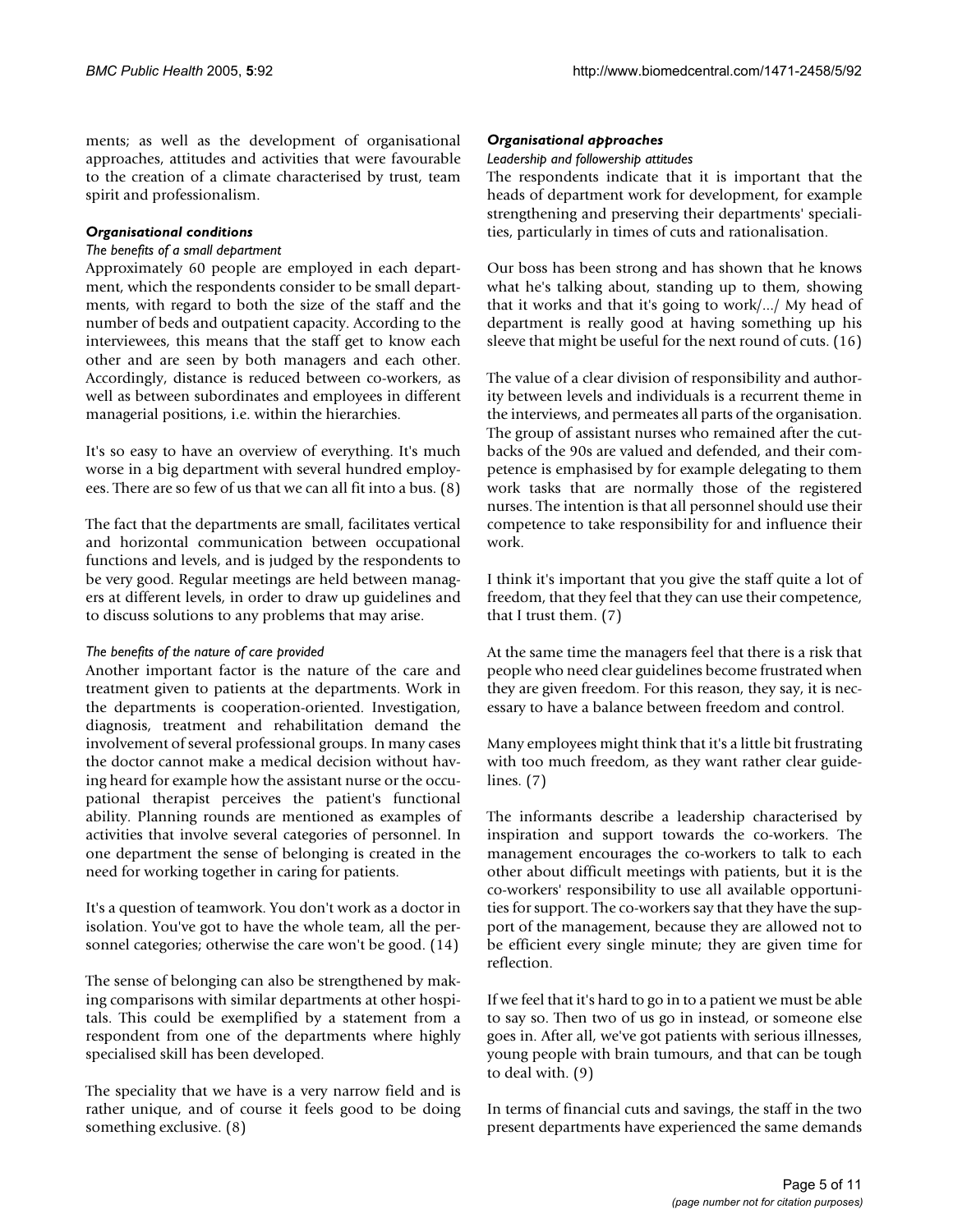ments; as well as the development of organisational approaches, attitudes and activities that were favourable to the creation of a climate characterised by trust, team spirit and professionalism.

### *Organisational conditions*

#### *The benefits of a small department*

Approximately 60 people are employed in each department, which the respondents consider to be small departments, with regard to both the size of the staff and the number of beds and outpatient capacity. According to the interviewees, this means that the staff get to know each other and are seen by both managers and each other. Accordingly, distance is reduced between co-workers, as well as between subordinates and employees in different managerial positions, i.e. within the hierarchies.

It's so easy to have an overview of everything. It's much worse in a big department with several hundred employees. There are so few of us that we can all fit into a bus. (8)

The fact that the departments are small, facilitates vertical and horizontal communication between occupational functions and levels, and is judged by the respondents to be very good. Regular meetings are held between managers at different levels, in order to draw up guidelines and to discuss solutions to any problems that may arise.

#### *The benefits of the nature of care provided*

Another important factor is the nature of the care and treatment given to patients at the departments. Work in the departments is cooperation-oriented. Investigation, diagnosis, treatment and rehabilitation demand the involvement of several professional groups. In many cases the doctor cannot make a medical decision without having heard for example how the assistant nurse or the occupational therapist perceives the patient's functional ability. Planning rounds are mentioned as examples of activities that involve several categories of personnel. In one department the sense of belonging is created in the need for working together in caring for patients.

It's a question of teamwork. You don't work as a doctor in isolation. You've got to have the whole team, all the personnel categories; otherwise the care won't be good. (14)

The sense of belonging can also be strengthened by making comparisons with similar departments at other hospitals. This could be exemplified by a statement from a respondent from one of the departments where highly specialised skill has been developed.

The speciality that we have is a very narrow field and is rather unique, and of course it feels good to be doing something exclusive. (8)

### *Organisational approaches*

#### *Leadership and followership attitudes*

The respondents indicate that it is important that the heads of department work for development, for example strengthening and preserving their departments' specialities, particularly in times of cuts and rationalisation.

Our boss has been strong and has shown that he knows what he's talking about, standing up to them, showing that it works and that it's going to work/.../ My head of department is really good at having something up his sleeve that might be useful for the next round of cuts. (16)

The value of a clear division of responsibility and authority between levels and individuals is a recurrent theme in the interviews, and permeates all parts of the organisation. The group of assistant nurses who remained after the cutbacks of the 90s are valued and defended, and their competence is emphasised by for example delegating to them work tasks that are normally those of the registered nurses. The intention is that all personnel should use their competence to take responsibility for and influence their work.

I think it's important that you give the staff quite a lot of freedom, that they feel that they can use their competence, that I trust them. (7)

At the same time the managers feel that there is a risk that people who need clear guidelines become frustrated when they are given freedom. For this reason, they say, it is necessary to have a balance between freedom and control.

Many employees might think that it's a little bit frustrating with too much freedom, as they want rather clear guidelines. (7)

The informants describe a leadership characterised by inspiration and support towards the co-workers. The management encourages the co-workers to talk to each other about difficult meetings with patients, but it is the co-workers' responsibility to use all available opportunities for support. The co-workers say that they have the support of the management, because they are allowed not to be efficient every single minute; they are given time for reflection.

If we feel that it's hard to go in to a patient we must be able to say so. Then two of us go in instead, or someone else goes in. After all, we've got patients with serious illnesses, young people with brain tumours, and that can be tough to deal with. (9)

In terms of financial cuts and savings, the staff in the two present departments have experienced the same demands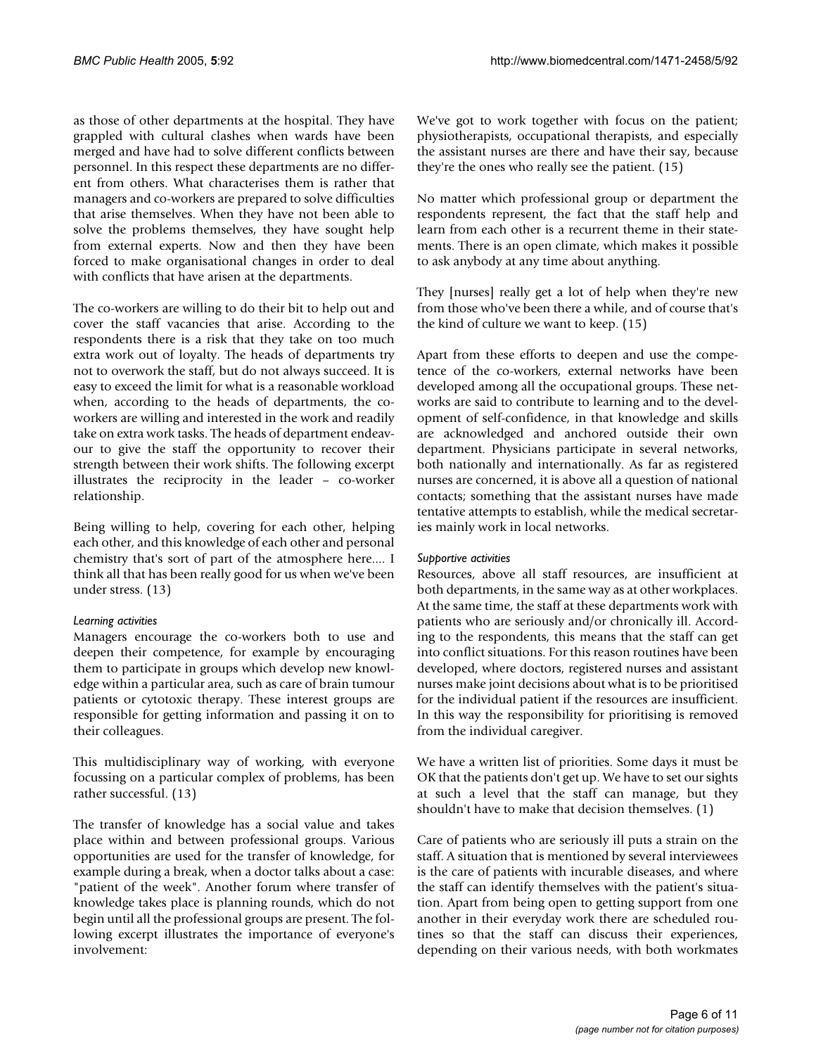as those of other departments at the hospital. They have grappled with cultural clashes when wards have been merged and have had to solve different conflicts between personnel. In this respect these departments are no different from others. What characterises them is rather that managers and co-workers are prepared to solve difficulties that arise themselves. When they have not been able to solve the problems themselves, they have sought help from external experts. Now and then they have been forced to make organisational changes in order to deal with conflicts that have arisen at the departments.

The co-workers are willing to do their bit to help out and cover the staff vacancies that arise. According to the respondents there is a risk that they take on too much extra work out of loyalty. The heads of departments try not to overwork the staff, but do not always succeed. It is easy to exceed the limit for what is a reasonable workload when, according to the heads of departments, the co-workers are willing and interested in the work and readily take on extra work tasks. The heads of department endeavour to give the staff the opportunity to recover their strength between their work shifts. The following excerpt illustrates the reciprocity in the leader – co-worker relationship.

Being willing to help, covering for each other, helping each other, and this knowledge of each other and personal chemistry that's sort of part of the atmosphere here.... I think all that has been really good for us when we've been under stress. (13)

*Learning activities*

Managers encourage the co-workers both to use and deepen their competence, for example by encouraging them to participate in groups which develop new knowledge within a particular area, such as care of brain tumour patients or cytotoxic therapy. These interest groups are responsible for getting information and passing it on to their colleagues.

This multidisciplinary way of working, with everyone focussing on a particular complex of problems, has been rather successful. (13)

The transfer of knowledge has a social value and takes place within and between professional groups. Various opportunities are used for the transfer of knowledge, for example during a break, when a doctor talks about a case: "patient of the week". Another forum where transfer of knowledge takes place is planning rounds, which do not begin until all the professional groups are present. The following excerpt illustrates the importance of everyone's involvement:

We've got to work together with focus on the patient; physiotherapists, occupational therapists, and especially the assistant nurses are there and have their say, because they're the ones who really see the patient. (15)

No matter which professional group or department the respondents represent, the fact that the staff help and learn from each other is a recurrent theme in their statements. There is an open climate, which makes it possible to ask anybody at any time about anything.

They [nurses] really get a lot of help when they're new from those who've been there a while, and of course that's the kind of culture we want to keep. (15)

Apart from these efforts to deepen and use the competence of the co-workers, external networks have been developed among all the occupational groups. These networks are said to contribute to learning and to the development of self-confidence, in that knowledge and skills are acknowledged and anchored outside their own department. Physicians participate in several networks, both nationally and internationally. As far as registered nurses are concerned, it is above all a question of national contacts; something that the assistant nurses have made tentative attempts to establish, while the medical secretaries mainly work in local networks.

*Supportive activities*

Resources, above all staff resources, are insufficient at both departments, in the same way as at other workplaces. At the same time, the staff at these departments work with patients who are seriously and/or chronically ill. According to the respondents, this means that the staff can get into conflict situations. For this reason routines have been developed, where doctors, registered nurses and assistant nurses make joint decisions about what is to be prioritised for the individual patient if the resources are insufficient. In this way the responsibility for prioritising is removed from the individual caregiver.

We have a written list of priorities. Some days it must be OK that the patients don't get up. We have to set our sights at such a level that the staff can manage, but they shouldn't have to make that decision themselves. (1)

Care of patients who are seriously ill puts a strain on the staff. A situation that is mentioned by several interviewees is the care of patients with incurable diseases, and where the staff can identify themselves with the patient's situation. Apart from being open to getting support from one another in their everyday work there are scheduled routines so that the staff can discuss their experiences, depending on their various needs, with both workmates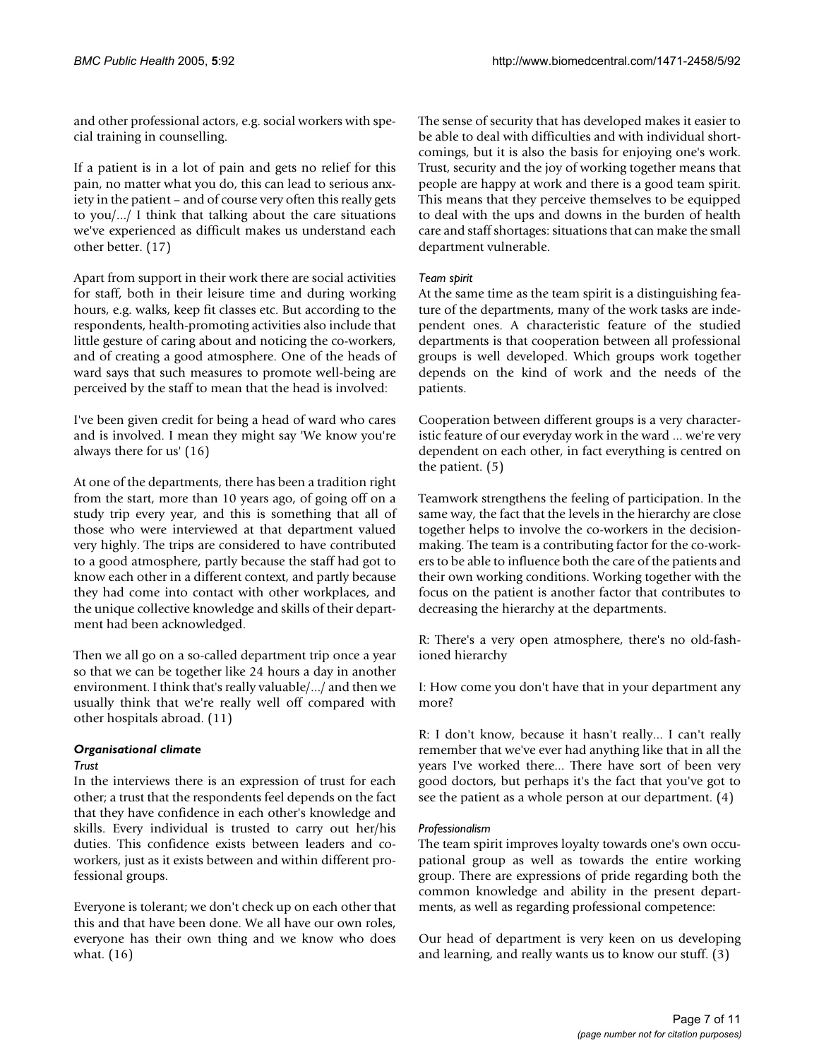and other professional actors, e.g. social workers with special training in counselling.

If a patient is in a lot of pain and gets no relief for this pain, no matter what you do, this can lead to serious anxiety in the patient – and of course very often this really gets to you/.../ I think that talking about the care situations we've experienced as difficult makes us understand each other better. (17)

Apart from support in their work there are social activities for staff, both in their leisure time and during working hours, e.g. walks, keep fit classes etc. But according to the respondents, health-promoting activities also include that little gesture of caring about and noticing the co-workers, and of creating a good atmosphere. One of the heads of ward says that such measures to promote well-being are perceived by the staff to mean that the head is involved:

I've been given credit for being a head of ward who cares and is involved. I mean they might say 'We know you're always there for us' (16)

At one of the departments, there has been a tradition right from the start, more than 10 years ago, of going off on a study trip every year, and this is something that all of those who were interviewed at that department valued very highly. The trips are considered to have contributed to a good atmosphere, partly because the staff had got to know each other in a different context, and partly because they had come into contact with other workplaces, and the unique collective knowledge and skills of their department had been acknowledged.

Then we all go on a so-called department trip once a year so that we can be together like 24 hours a day in another environment. I think that's really valuable/.../ and then we usually think that we're really well off compared with other hospitals abroad. (11)

### *Organisational climate*

#### *Trust*

In the interviews there is an expression of trust for each other; a trust that the respondents feel depends on the fact that they have confidence in each other's knowledge and skills. Every individual is trusted to carry out her/his duties. This confidence exists between leaders and co-workers, just as it exists between and within different professional groups.

Everyone is tolerant; we don't check up on each other that this and that have been done. We all have our own roles, everyone has their own thing and we know who does what. (16)

The sense of security that has developed makes it easier to be able to deal with difficulties and with individual shortcomings, but it is also the basis for enjoying one's work. Trust, security and the joy of working together means that people are happy at work and there is a good team spirit. This means that they perceive themselves to be equipped to deal with the ups and downs in the burden of health care and staff shortages: situations that can make the small department vulnerable.

#### *Team spirit*

At the same time as the team spirit is a distinguishing feature of the departments, many of the work tasks are independent ones. A characteristic feature of the studied departments is that cooperation between all professional groups is well developed. Which groups work together depends on the kind of work and the needs of the patients.

Cooperation between different groups is a very characteristic feature of our everyday work in the ward ... we're very dependent on each other, in fact everything is centred on the patient. (5)

Teamwork strengthens the feeling of participation. In the same way, the fact that the levels in the hierarchy are close together helps to involve the co-workers in the decision-making. The team is a contributing factor for the co-workers to be able to influence both the care of the patients and their own working conditions. Working together with the focus on the patient is another factor that contributes to decreasing the hierarchy at the departments.

R: There's a very open atmosphere, there's no old-fashioned hierarchy

I: How come you don't have that in your department any more?

R: I don't know, because it hasn't really... I can't really remember that we've ever had anything like that in all the years I've worked there... There have sort of been very good doctors, but perhaps it's the fact that you've got to see the patient as a whole person at our department. (4)

#### *Professionalism*

The team spirit improves loyalty towards one's own occupational group as well as towards the entire working group. There are expressions of pride regarding both the common knowledge and ability in the present departments, as well as regarding professional competence:

Our head of department is very keen on us developing and learning, and really wants us to know our stuff. (3)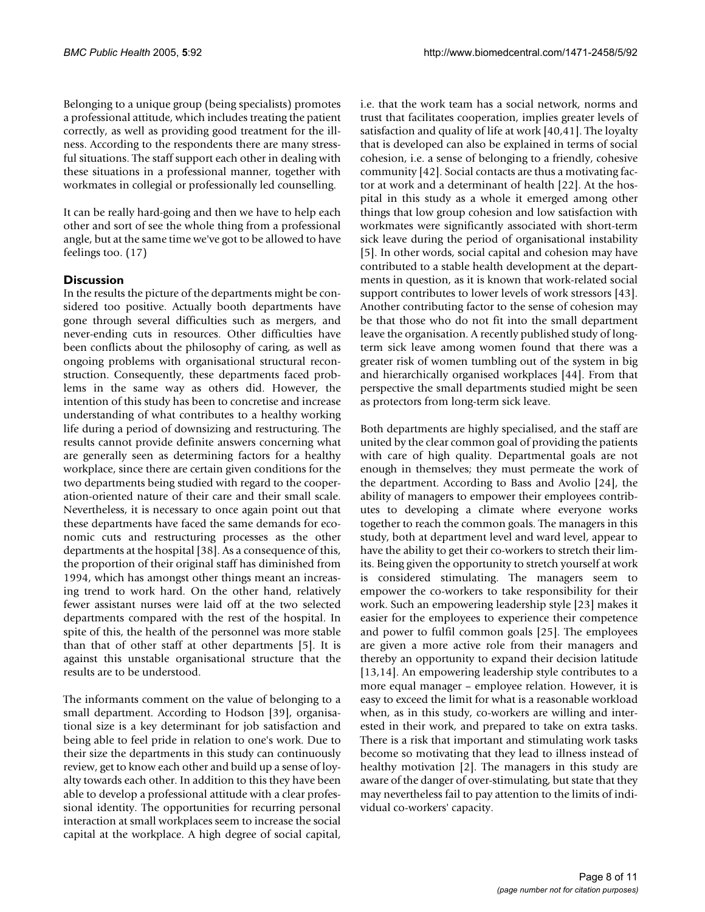Belonging to a unique group (being specialists) promotes a professional attitude, which includes treating the patient correctly, as well as providing good treatment for the illness. According to the respondents there are many stressful situations. The staff support each other in dealing with these situations in a professional manner, together with workmates in collegial or professionally led counselling.

It can be really hard-going and then we have to help each other and sort of see the whole thing from a professional angle, but at the same time we've got to be allowed to have feelings too. (17)

## Discussion

In the results the picture of the departments might be considered too positive. Actually booth departments have gone through several difficulties such as mergers, and never-ending cuts in resources. Other difficulties have been conflicts about the philosophy of caring, as well as ongoing problems with organisational structural reconstruction. Consequently, these departments faced problems in the same way as others did. However, the intention of this study has been to concretise and increase understanding of what contributes to a healthy working life during a period of downsizing and restructuring. The results cannot provide definite answers concerning what are generally seen as determining factors for a healthy workplace, since there are certain given conditions for the two departments being studied with regard to the cooperation-oriented nature of their care and their small scale. Nevertheless, it is necessary to once again point out that these departments have faced the same demands for economic cuts and restructuring processes as the other departments at the hospital [38]. As a consequence of this, the proportion of their original staff has diminished from 1994, which has amongst other things meant an increasing trend to work hard. On the other hand, relatively fewer assistant nurses were laid off at the two selected departments compared with the rest of the hospital. In spite of this, the health of the personnel was more stable than that of other staff at other departments [5]. It is against this unstable organisational structure that the results are to be understood.

The informants comment on the value of belonging to a small department. According to Hodson [39], organisational size is a key determinant for job satisfaction and being able to feel pride in relation to one's work. Due to their size the departments in this study can continuously review, get to know each other and build up a sense of loyalty towards each other. In addition to this they have been able to develop a professional attitude with a clear professional identity. The opportunities for recurring personal interaction at small workplaces seem to increase the social capital at the workplace. A high degree of social capital, i.e. that the work team has a social network, norms and trust that facilitates cooperation, implies greater levels of satisfaction and quality of life at work [40,41]. The loyalty that is developed can also be explained in terms of social cohesion, i.e. a sense of belonging to a friendly, cohesive community [42]. Social contacts are thus a motivating factor at work and a determinant of health [22]. At the hospital in this study as a whole it emerged among other things that low group cohesion and low satisfaction with workmates were significantly associated with short-term sick leave during the period of organisational instability [5]. In other words, social capital and cohesion may have contributed to a stable health development at the departments in question, as it is known that work-related social support contributes to lower levels of work stressors [43]. Another contributing factor to the sense of cohesion may be that those who do not fit into the small department leave the organisation. A recently published study of long-term sick leave among women found that there was a greater risk of women tumbling out of the system in big and hierarchically organised workplaces [44]. From that perspective the small departments studied might be seen as protectors from long-term sick leave.

Both departments are highly specialised, and the staff are united by the clear common goal of providing the patients with care of high quality. Departmental goals are not enough in themselves; they must permeate the work of the department. According to Bass and Avolio [24], the ability of managers to empower their employees contributes to developing a climate where everyone works together to reach the common goals. The managers in this study, both at department level and ward level, appear to have the ability to get their co-workers to stretch their limits. Being given the opportunity to stretch yourself at work is considered stimulating. The managers seem to empower the co-workers to take responsibility for their work. Such an empowering leadership style [23] makes it easier for the employees to experience their competence and power to fulfil common goals [25]. The employees are given a more active role from their managers and thereby an opportunity to expand their decision latitude [13,14]. An empowering leadership style contributes to a more equal manager – employee relation. However, it is easy to exceed the limit for what is a reasonable workload when, as in this study, co-workers are willing and interested in their work, and prepared to take on extra tasks. There is a risk that important and stimulating work tasks become so motivating that they lead to illness instead of healthy motivation [2]. The managers in this study are aware of the danger of over-stimulating, but state that they may nevertheless fail to pay attention to the limits of individual co-workers' capacity.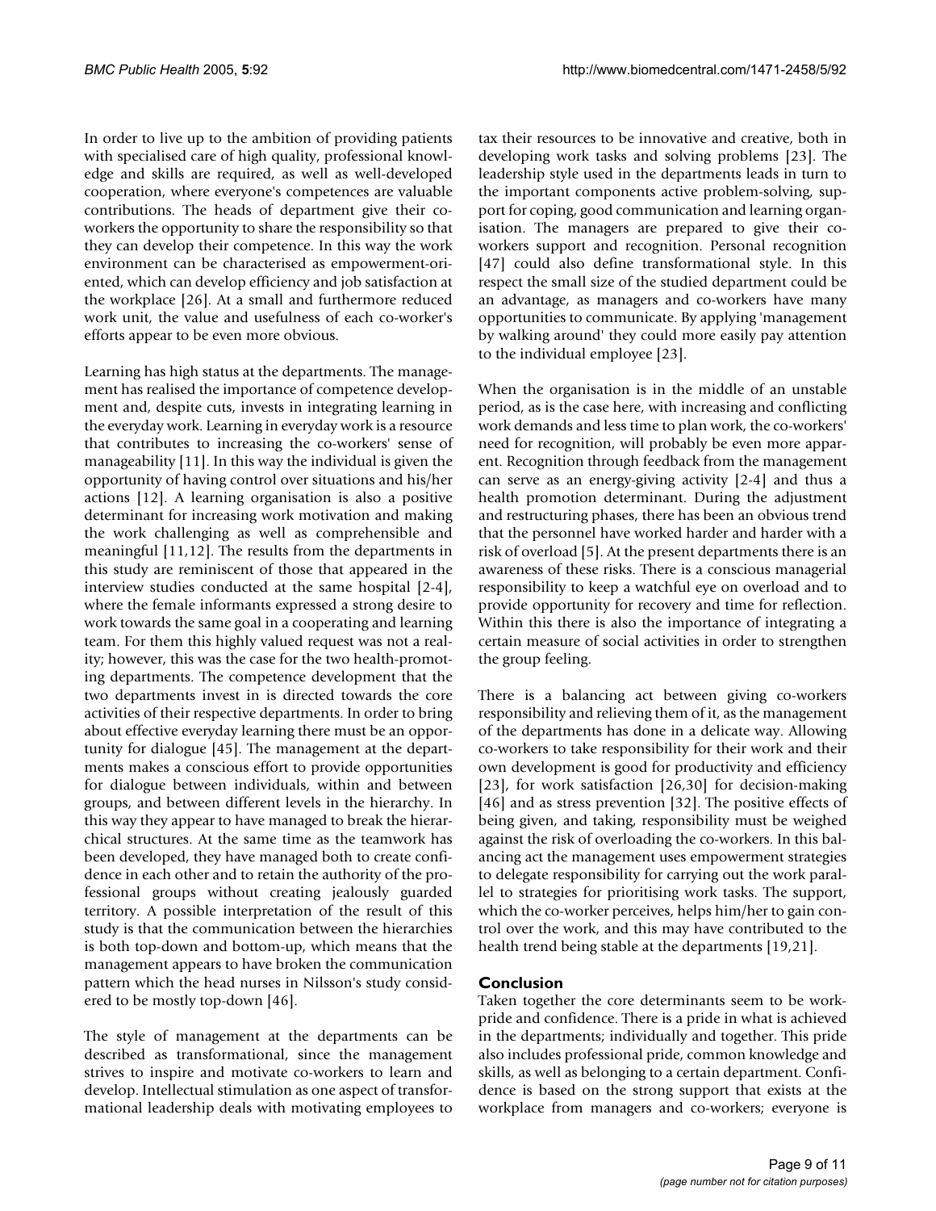In order to live up to the ambition of providing patients with specialised care of high quality, professional knowledge and skills are required, as well as well-developed cooperation, where everyone's competences are valuable contributions. The heads of department give their co-workers the opportunity to share the responsibility so that they can develop their competence. In this way the work environment can be characterised as empowerment-oriented, which can develop efficiency and job satisfaction at the workplace [26]. At a small and furthermore reduced work unit, the value and usefulness of each co-worker's efforts appear to be even more obvious.

Learning has high status at the departments. The management has realised the importance of competence development and, despite cuts, invests in integrating learning in the everyday work. Learning in everyday work is a resource that contributes to increasing the co-workers' sense of manageability [11]. In this way the individual is given the opportunity of having control over situations and his/her actions [12]. A learning organisation is also a positive determinant for increasing work motivation and making the work challenging as well as comprehensible and meaningful [11,12]. The results from the departments in this study are reminiscent of those that appeared in the interview studies conducted at the same hospital [2-4], where the female informants expressed a strong desire to work towards the same goal in a cooperating and learning team. For them this highly valued request was not a reality; however, this was the case for the two health-promoting departments. The competence development that the two departments invest in is directed towards the core activities of their respective departments. In order to bring about effective everyday learning there must be an opportunity for dialogue [45]. The management at the departments makes a conscious effort to provide opportunities for dialogue between individuals, within and between groups, and between different levels in the hierarchy. In this way they appear to have managed to break the hierarchical structures. At the same time as the teamwork has been developed, they have managed both to create confidence in each other and to retain the authority of the professional groups without creating jealously guarded territory. A possible interpretation of the result of this study is that the communication between the hierarchies is both top-down and bottom-up, which means that the management appears to have broken the communication pattern which the head nurses in Nilsson's study considered to be mostly top-down [46].

The style of management at the departments can be described as transformational, since the management strives to inspire and motivate co-workers to learn and develop. Intellectual stimulation as one aspect of transformational leadership deals with motivating employees to tax their resources to be innovative and creative, both in developing work tasks and solving problems [23]. The leadership style used in the departments leads in turn to the important components active problem-solving, support for coping, good communication and learning organisation. The managers are prepared to give their co-workers support and recognition. Personal recognition [47] could also define transformational style. In this respect the small size of the studied department could be an advantage, as managers and co-workers have many opportunities to communicate. By applying 'management by walking around' they could more easily pay attention to the individual employee [23].

When the organisation is in the middle of an unstable period, as is the case here, with increasing and conflicting work demands and less time to plan work, the co-workers' need for recognition, will probably be even more apparent. Recognition through feedback from the management can serve as an energy-giving activity [2-4] and thus a health promotion determinant. During the adjustment and restructuring phases, there has been an obvious trend that the personnel have worked harder and harder with a risk of overload [5]. At the present departments there is an awareness of these risks. There is a conscious managerial responsibility to keep a watchful eye on overload and to provide opportunity for recovery and time for reflection. Within this there is also the importance of integrating a certain measure of social activities in order to strengthen the group feeling.

There is a balancing act between giving co-workers responsibility and relieving them of it, as the management of the departments has done in a delicate way. Allowing co-workers to take responsibility for their work and their own development is good for productivity and efficiency [23], for work satisfaction [26,30] for decision-making [46] and as stress prevention [32]. The positive effects of being given, and taking, responsibility must be weighed against the risk of overloading the co-workers. In this balancing act the management uses empowerment strategies to delegate responsibility for carrying out the work parallel to strategies for prioritising work tasks. The support, which the co-worker perceives, helps him/her to gain control over the work, and this may have contributed to the health trend being stable at the departments [19,21].

## Conclusion

Taken together the core determinants seem to be work-pride and confidence. There is a pride in what is achieved in the departments; individually and together. This pride also includes professional pride, common knowledge and skills, as well as belonging to a certain department. Confidence is based on the strong support that exists at the workplace from managers and co-workers; everyone is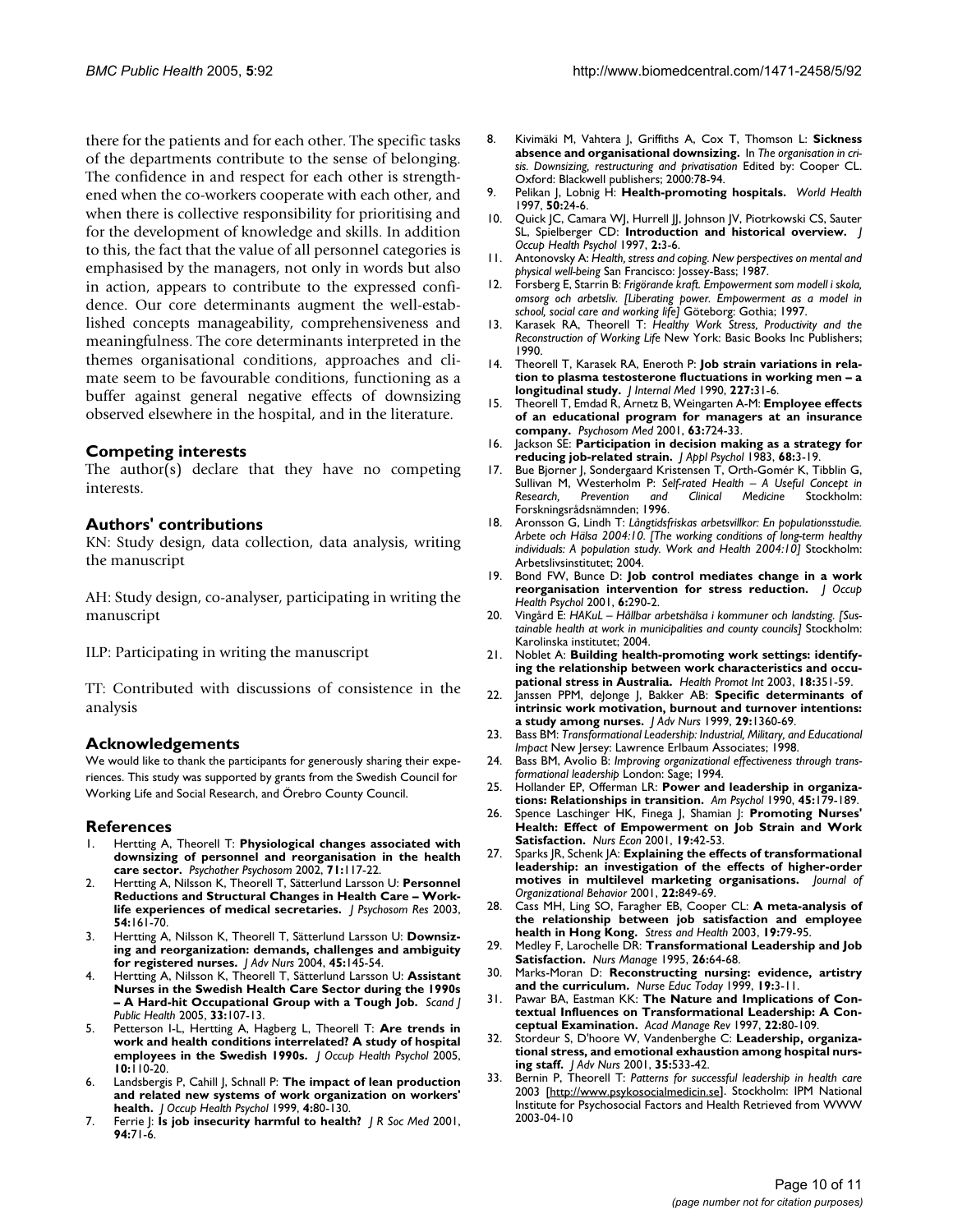there for the patients and for each other. The specific tasks of the departments contribute to the sense of belonging. The confidence in and respect for each other is strengthened when the co-workers cooperate with each other, and when there is collective responsibility for prioritising and for the development of knowledge and skills. In addition to this, the fact that the value of all personnel categories is emphasised by the managers, not only in words but also in action, appears to contribute to the expressed confidence. Our core determinants augment the well-established concepts manageability, comprehensiveness and meaningfulness. The core determinants interpreted in the themes organisational conditions, approaches and climate seem to be favourable conditions, functioning as a buffer against general negative effects of downsizing observed elsewhere in the hospital, and in the literature.

## Competing interests

The author(s) declare that they have no competing interests.

## Authors' contributions

KN: Study design, data collection, data analysis, writing the manuscript

AH: Study design, co-analyser, participating in writing the manuscript

ILP: Participating in writing the manuscript

TT: Contributed with discussions of consistence in the analysis

## Acknowledgements

We would like to thank the participants for generously sharing their experiences. This study was supported by grants from the Swedish Council for Working Life and Social Research, and Örebro County Council.

## References

1. Hertting A, Theorell T: **Physiological changes associated with downsizing of personnel and reorganisation in the health care sector.** *Psychother Psychosom* 2002, **71:**117-22.
2. Hertting A, Nilsson K, Theorell T, Sätterlund Larsson U: **Personnel Reductions and Structural Changes in Health Care – Work-life experiences of medical secretaries.** *J Psychosom Res* 2003, **54:**161-70.
3. Hertting A, Nilsson K, Theorell T, Sätterlund Larsson U: **Downsizing and reorganization: demands, challenges and ambiguity for registered nurses.** *J Adv Nurs* 2004, **45:**145-54.
4. Hertting A, Nilsson K, Theorell T, Sätterlund Larsson U: **Assistant Nurses in the Swedish Health Care Sector during the 1990s – A Hard-hit Occupational Group with a Tough Job.** *Scand J Public Health* 2005, **33:**107-13.
5. Petterson I-L, Hertting A, Hagberg L, Theorell T: **Are trends in work and health conditions interrelated? A study of hospital employees in the Swedish 1990s.** *J Occup Health Psychol* 2005, **10:**110-20.
6. Landsbergis P, Cahill J, Schnall P: **The impact of lean production and related new systems of work organization on workers' health.** *J Occup Health Psychol* 1999, **4:**80-130.
7. Ferrie J: **Is job insecurity harmful to health?** *J R Soc Med* 2001, **94:**71-6.
8. Kivimäki M, Vahtera J, Griffiths A, Cox T, Thomson L: **Sickness absence and organisational downsizing.** In *The organisation in crisis. Downsizing, restructuring and privatisation* Edited by: Cooper CL. Oxford: Blackwell publishers; 2000:78-94.
9. Pelikan J, Lobnig H: **Health-promoting hospitals.** *World Health* 1997, **50:**24-6.
10. Quick JC, Camara WJ, Hurrell JJ, Johnson JV, Piotrkowski CS, Sauter SL, Spielberger CD: **Introduction and historical overview.** *J Occup Health Psychol* 1997, **2:**3-6.
11. Antonovsky A: *Health, stress and coping. New perspectives on mental and physical well-being* San Francisco: Jossey-Bass; 1987.
12. Forsberg E, Starrin B: *Frigörande kraft. Empowerment som modell i skola, omsorg och arbetsliv. [Liberating power. Empowerment as a model in school, social care and working life]* Göteborg: Gothia; 1997.
13. Karasek RA, Theorell T: *Healthy Work Stress, Productivity and the Reconstruction of Working Life* New York: Basic Books Inc Publishers; 1990.
14. Theorell T, Karasek RA, Eneroth P: **Job strain variations in relation to plasma testosterone fluctuations in working men – a longitudinal study.** *J Internal Med* 1990, **227:**31-6.
15. Theorell T, Emdad R, Arnetz B, Weingarten A-M: **Employee effects of an educational program for managers at an insurance company.** *Psychosom Med* 2001, **63:**724-33.
16. Jackson SE: **Participation in decision making as a strategy for reducing job-related strain.** *J Appl Psychol* 1983, **68:**3-19.
17. Bue Bjorner J, Sondergaard Kristensen T, Orth-Gomér K, Tibblin G, Sullivan M, Westerholm P: *Self-rated Health – A Useful Concept in Research, Prevention and Clinical Medicine* Stockholm: Forskningsrådsnämnden; 1996.
18. Aronsson G, Lindh T: *Långtidsfriskas arbetsvillkor: En populationsstudie. Arbete och Hälsa 2004:10. [The working conditions of long-term healthy individuals: A population study. Work and Health 2004:10]* Stockholm: Arbetslivsinstitutet; 2004.
19. Bond FW, Bunce D: **Job control mediates change in a work reorganisation intervention for stress reduction.** *J Occup Health Psychol* 2001, **6:**290-2.
20. Vingård E: *HAKuL – Hållbar arbetshälsa i kommuner och landsting. [Sustainable health at work in municipalities and county councils]* Stockholm: Karolinska institutet; 2004.
21. Noblet A: **Building health-promoting work settings: identifying the relationship between work characteristics and occupational stress in Australia.** *Health Promot Int* 2003, **18:**351-59.
22. Janssen PPM, deJonge J, Bakker AB: **Specific determinants of intrinsic work motivation, burnout and turnover intentions: a study among nurses.** *J Adv Nurs* 1999, **29:**1360-69.
23. Bass BM: *Transformational Leadership: Industrial, Military, and Educational Impact* New Jersey: Lawrence Erlbaum Associates; 1998.
24. Bass BM, Avolio B: *Improving organizational effectiveness through transformational leadership* London: Sage; 1994.
25. Hollander EP, Offerman LR: **Power and leadership in organizations: Relationships in transition.** *Am Psychol* 1990, **45:**179-189.
26. Spence Laschinger HK, Finega J, Shamian J: **Promoting Nurses' Health: Effect of Empowerment on Job Strain and Work Satisfaction.** *Nurs Econ* 2001, **19:**42-53.
27. Sparks JR, Schenk JA: **Explaining the effects of transformational leadership: an investigation of the effects of higher-order motives in multilevel marketing organisations.** *Journal of Organizational Behavior* 2001, **22:**849-69.
28. Cass MH, Ling SO, Faragher EB, Cooper CL: **A meta-analysis of the relationship between job satisfaction and employee health in Hong Kong.** *Stress and Health* 2003, **19:**79-95.
29. Medley F, Larochelle DR: **Transformational Leadership and Job Satisfaction.** *Nurs Manage* 1995, **26:**64-68.
30. Marks-Moran D: **Reconstructing nursing: evidence, artistry and the curriculum.** *Nurse Educ Today* 1999, **19:**3-11.
31. Pawar BA, Eastman KK: **The Nature and Implications of Contextual Influences on Transformational Leadership: A Conceptual Examination.** *Acad Manage Rev* 1997, **22:**80-109.
32. Stordeur S, D'hoore W, Vandenberghe C: **Leadership, organizational stress, and emotional exhaustion among hospital nursing staff.** *J Adv Nurs* 2001, **35:**533-42.
33. Bernin P, Theorell T: *Patterns for successful leadership in health care* 2003 [http://www.psykosocialmedicin.se]. Stockholm: IPM National Institute for Psychosocial Factors and Health Retrieved from WWW 2003-04-10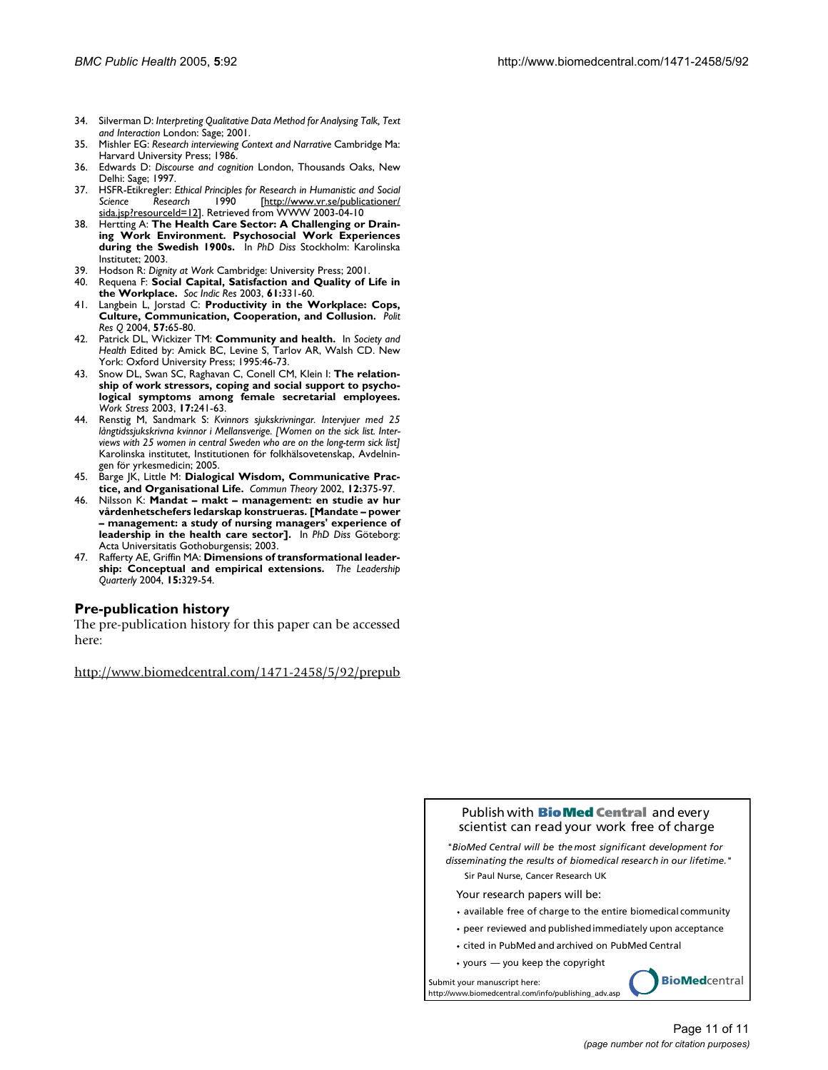34. Silverman D: *Interpreting Qualitative Data Method for Analysing Talk, Text and Interaction* London: Sage; 2001.
35. Mishler EG: *Research interviewing Context and Narrative* Cambridge Ma: Harvard University Press; 1986.
36. Edwards D: *Discourse and cognition* London, Thousands Oaks, New Delhi: Sage; 1997.
37. HSFR-Etikregler: *Ethical Principles for Research in Humanistic and Social Science Research* 1990 [http://www.vr.se/publicationer/sida.jsp?resourceId=12]. Retrieved from WWW 2003-04-10
38. Hertting A: **The Health Care Sector: A Challenging or Draining Work Environment. Psychosocial Work Experiences during the Swedish 1900s.** In *PhD Diss* Stockholm: Karolinska Institutet; 2003.
39. Hodson R: *Dignity at Work* Cambridge: University Press; 2001.
40. Requena F: **Social Capital, Satisfaction and Quality of Life in the Workplace.** *Soc Indic Res* 2003, **61:**331-60.
41. Langbein L, Jorstad C: **Productivity in the Workplace: Cops, Culture, Communication, Cooperation, and Collusion.** *Polit Res Q* 2004, **57:**65-80.
42. Patrick DL, Wickizer TM: **Community and health.** In *Society and Health* Edited by: Amick BC, Levine S, Tarlov AR, Walsh CD. New York: Oxford University Press; 1995:46-73.
43. Snow DL, Swan SC, Raghavan C, Conell CM, Klein I: **The relationship of work stressors, coping and social support to psychological symptoms among female secretarial employees.** *Work Stress* 2003, **17:**241-63.
44. Renstig M, Sandmark S: *Kvinnors sjukskrivningar. Intervjuer med 25 långtidssjukskrivna kvinnor i Mellansverige. [Women on the sick list. Interviews with 25 women in central Sweden who are on the long-term sick list]* Karolinska institutet, Institutionen för folkhälsovetenskap, Avdelningen för yrkesmedicin; 2005.
45. Barge JK, Little M: **Dialogical Wisdom, Communicative Practice, and Organisational Life.** *Commun Theory* 2002, **12:**375-97.
46. Nilsson K: **Mandat – makt – management: en studie av hur vårdenhetschefers ledarskap konstrueras. [Mandate – power – management: a study of nursing managers' experience of leadership in the health care sector].** In *PhD Diss* Göteborg: Acta Universitatis Gothoburgensis; 2003.
47. Rafferty AE, Griffin MA: **Dimensions of transformational leadership: Conceptual and empirical extensions.** *The Leadership Quarterly* 2004, **15:**329-54.

## Pre-publication history

The pre-publication history for this paper can be accessed here:

http://www.biomedcentral.com/1471-2458/5/92/prepub

Publish with **BioMed Central** and every scientist can read your work free of charge

*"BioMed Central will be the most significant development for disseminating the results of biomedical research in our lifetime."*

Sir Paul Nurse, Cancer Research UK

Your research papers will be:

- available free of charge to the entire biomedical community
- peer reviewed and published immediately upon acceptance
- cited in PubMed and archived on PubMed Central
- yours — you keep the copyright

Submit your manuscript here:
http://www.biomedcentral.com/info/publishing_adv.asp

**BioMed**central